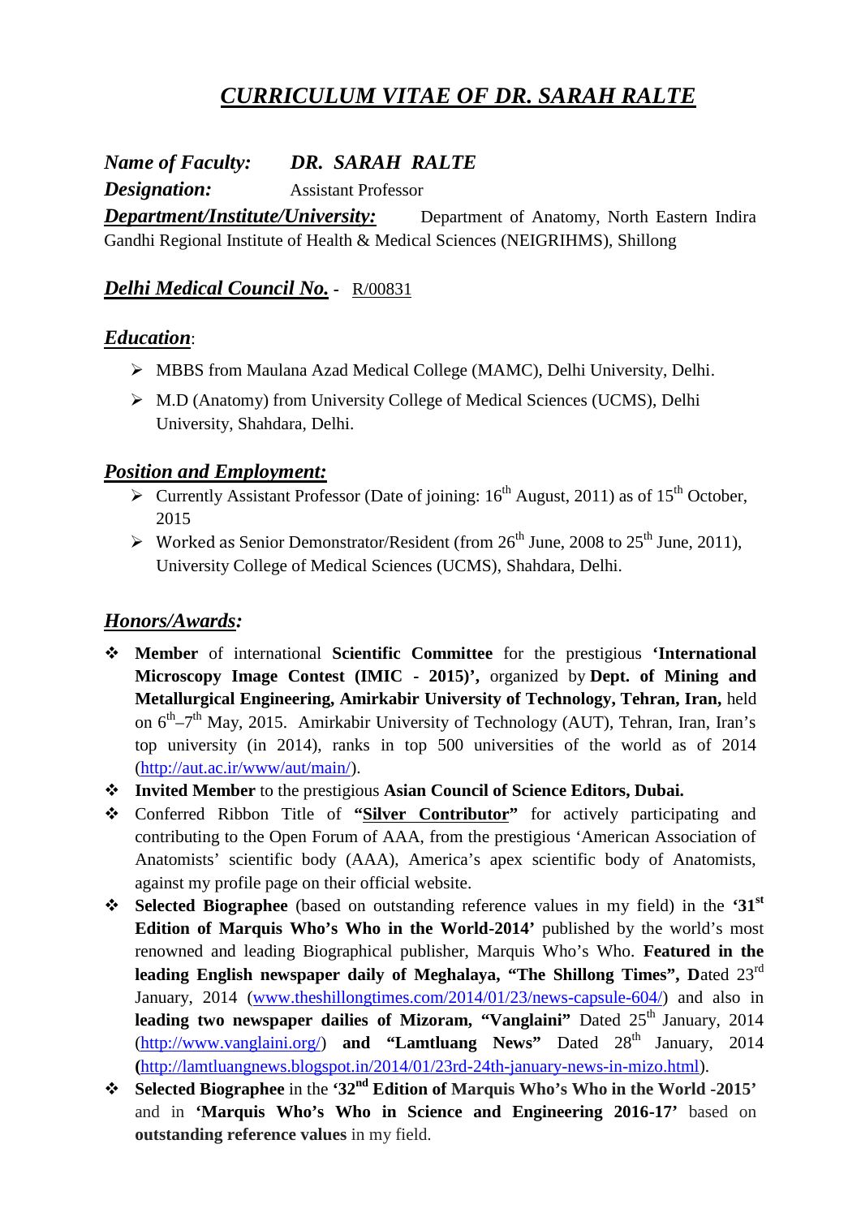# *CURRICULUM VITAE OF DR. SARAH RALTE*

***Name of Faculty:*** ***DR. SARAH RALTE***

***Designation:*** Assistant Professor

***Department/Institute/University:*** Department of Anatomy, North Eastern Indira Gandhi Regional Institute of Health & Medical Sciences (NEIGRIHMS), Shillong

***Delhi Medical Council No.*** - R/00831

## *Education*:

- MBBS from Maulana Azad Medical College (MAMC), Delhi University, Delhi.
- M.D (Anatomy) from University College of Medical Sciences (UCMS), Delhi University, Shahdara, Delhi.

## *Position and Employment:*

- Currently Assistant Professor (Date of joining: 16th August, 2011) as of 15th October, 2015
- Worked as Senior Demonstrator/Resident (from 26th June, 2008 to 25th June, 2011), University College of Medical Sciences (UCMS), Shahdara, Delhi.

## *Honors/Awards:*

- **Member** of international **Scientific Committee** for the prestigious **'International Microscopy Image Contest (IMIC - 2015)',** organized by **Dept. of Mining and Metallurgical Engineering, Amirkabir University of Technology, Tehran, Iran,** held on 6th–7th May, 2015. Amirkabir University of Technology (AUT), Tehran, Iran, Iran's top university (in 2014), ranks in top 500 universities of the world as of 2014 (http://aut.ac.ir/www/aut/main/).
- **Invited Member** to the prestigious **Asian Council of Science Editors, Dubai.**
- Conferred Ribbon Title of **"Silver Contributor"** for actively participating and contributing to the Open Forum of AAA, from the prestigious 'American Association of Anatomists' scientific body (AAA), America's apex scientific body of Anatomists, against my profile page on their official website.
- **Selected Biographee** (based on outstanding reference values in my field) in the **'31st Edition of Marquis Who's Who in the World-2014'** published by the world's most renowned and leading Biographical publisher, Marquis Who's Who. **Featured in the leading English newspaper daily of Meghalaya, "The Shillong Times", D**ated 23rd January, 2014 (www.theshillongtimes.com/2014/01/23/news-capsule-604/) and also in **leading two newspaper dailies of Mizoram, "Vanglaini"** Dated 25th January, 2014 (http://www.vanglaini.org/) **and "Lamtluang News"** Dated 28th January, 2014 **(**http://lamtluangnews.blogspot.in/2014/01/23rd-24th-january-news-in-mizo.html).
- **Selected Biographee** in the **'32nd Edition of Marquis Who's Who in the World -2015'** and in **'Marquis Who's Who in Science and Engineering 2016-17'** based on **outstanding reference values** in my field.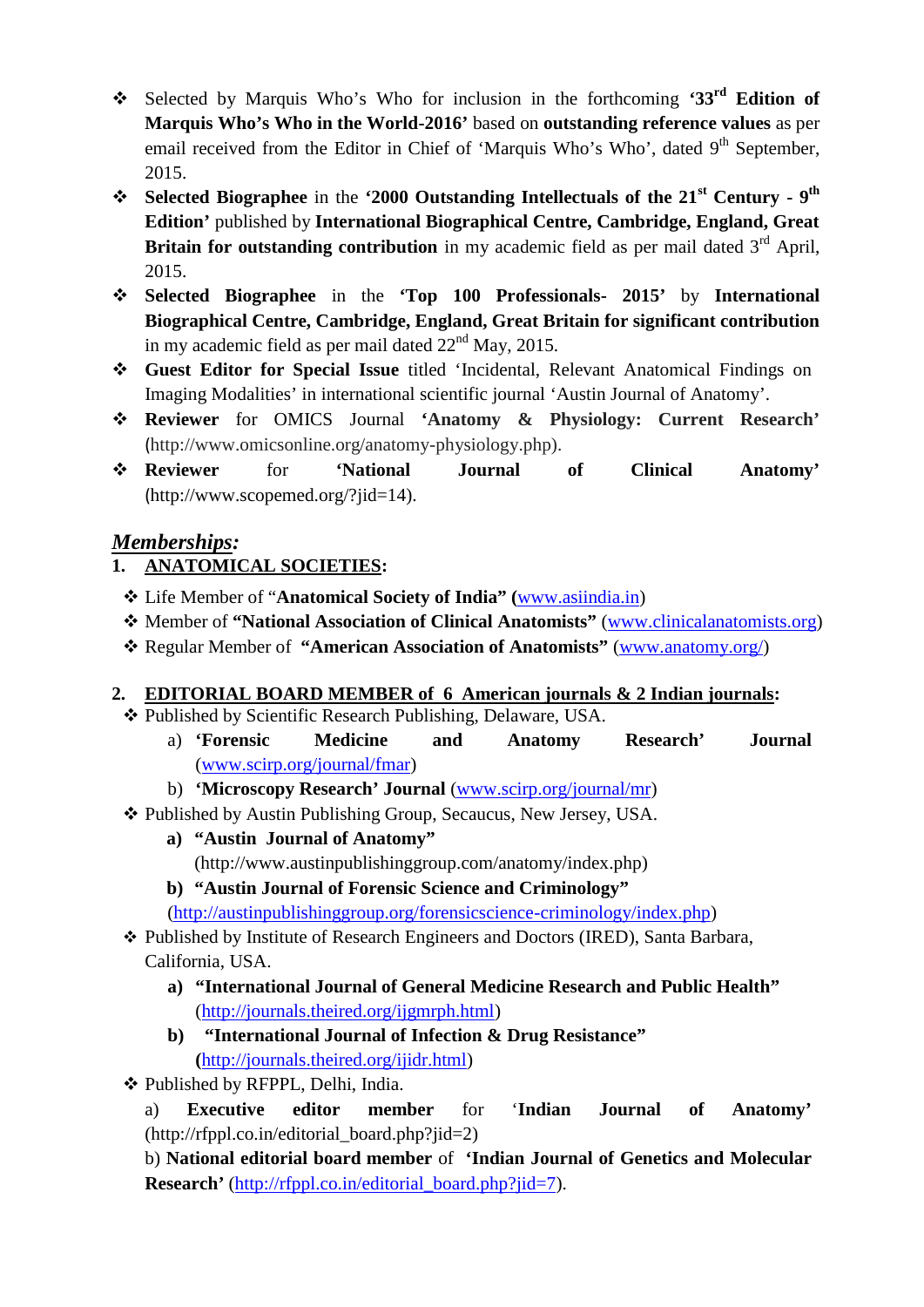- Selected by Marquis Who's Who for inclusion in the forthcoming **'33rd Edition of Marquis Who's Who in the World-2016'** based on **outstanding reference values** as per email received from the Editor in Chief of 'Marquis Who's Who', dated 9th September, 2015.
- **Selected Biographee** in the **'2000 Outstanding Intellectuals of the 21st Century - 9th Edition'** published by **International Biographical Centre, Cambridge, England, Great Britain for outstanding contribution** in my academic field as per mail dated 3rd April, 2015.
- **Selected Biographee** in the **'Top 100 Professionals- 2015'** by **International Biographical Centre, Cambridge, England, Great Britain for significant contribution** in my academic field as per mail dated 22nd May, 2015.
- **Guest Editor for Special Issue** titled 'Incidental, Relevant Anatomical Findings on Imaging Modalities' in international scientific journal 'Austin Journal of Anatomy'.
- **Reviewer** for OMICS Journal **'Anatomy & Physiology: Current Research'** (http://www.omicsonline.org/anatomy-physiology.php).
- **Reviewer** for **'National Journal of Clinical Anatomy'** (http://www.scopemed.org/?jid=14).

## *Memberships:*

### 1. ANATOMICAL SOCIETIES:

- Life Member of "**Anatomical Society of India" (**www.asiindia.in)
- Member of **"National Association of Clinical Anatomists"** (www.clinicalanatomists.org)
- Regular Member of **"American Association of Anatomists"** (www.anatomy.org/)

### 2. EDITORIAL BOARD MEMBER of 6 American journals & 2 Indian journals:

- Published by Scientific Research Publishing, Delaware, USA.
  a) **'Forensic Medicine and Anatomy Research' Journal** (www.scirp.org/journal/fmar)
  b) **'Microscopy Research' Journal** (www.scirp.org/journal/mr)
- Published by Austin Publishing Group, Secaucus, New Jersey, USA.
  **a) "Austin Journal of Anatomy"** (http://www.austinpublishinggroup.com/anatomy/index.php)
  **b) "Austin Journal of Forensic Science and Criminology"** (http://austinpublishinggroup.org/forensicscience-criminology/index.php)
- Published by Institute of Research Engineers and Doctors (IRED), Santa Barbara, California, USA.
  **a) "International Journal of General Medicine Research and Public Health"** (http://journals.theired.org/ijgmrph.html)
  **b) "International Journal of Infection & Drug Resistance"** **(**http://journals.theired.org/ijidr.html)
- Published by RFPPL, Delhi, India.
  a) **Executive editor member** for '**Indian Journal of Anatomy'** (http://rfppl.co.in/editorial_board.php?jid=2)
  b) **National editorial board member** of **'Indian Journal of Genetics and Molecular Research'** (http://rfppl.co.in/editorial_board.php?jid=7).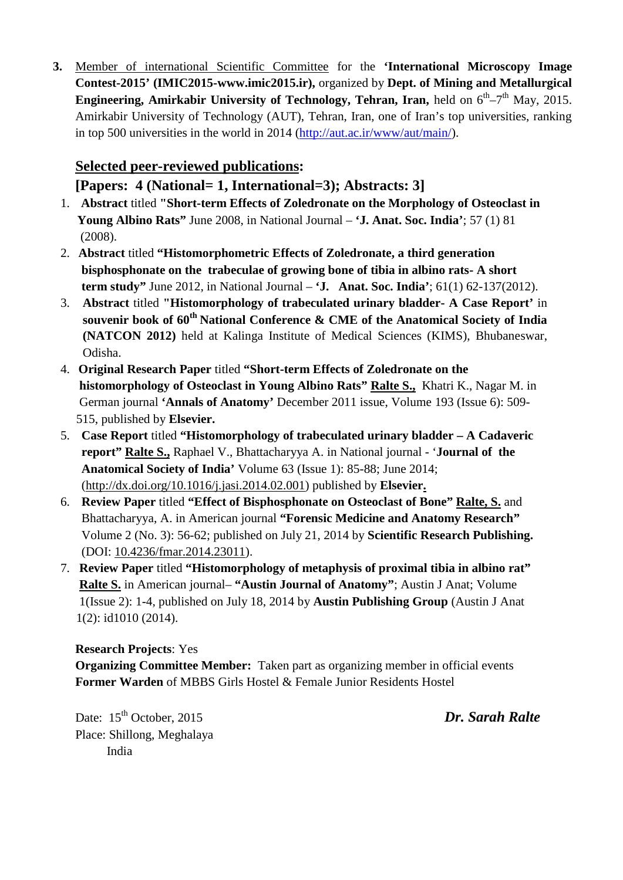3. Member of international Scientific Committee for the **'International Microscopy Image Contest-2015' (IMIC2015-www.imic2015.ir),** organized by **Dept. of Mining and Metallurgical Engineering, Amirkabir University of Technology, Tehran, Iran,** held on 6th–7th May, 2015. Amirkabir University of Technology (AUT), Tehran, Iran, one of Iran's top universities, ranking in top 500 universities in the world in 2014 (http://aut.ac.ir/www/aut/main/).

## Selected peer-reviewed publications:

**[Papers: 4 (National= 1, International=3); Abstracts: 3]**

1. **Abstract** titled **"Short-term Effects of Zoledronate on the Morphology of Osteoclast in Young Albino Rats"** June 2008, in National Journal – **'J. Anat. Soc. India'**; 57 (1) 81 (2008).
2. **Abstract** titled **"Histomorphometric Effects of Zoledronate, a third generation bisphosphonate on the trabeculae of growing bone of tibia in albino rats- A short term study"** June 2012, in National Journal – **'J. Anat. Soc. India'**; 61(1) 62-137(2012).
3. **Abstract** titled **"Histomorphology of trabeculated urinary bladder- A Case Report'** in **souvenir book of 60th National Conference & CME of the Anatomical Society of India (NATCON 2012)** held at Kalinga Institute of Medical Sciences (KIMS), Bhubaneswar, Odisha.
4. **Original Research Paper** titled **"Short-term Effects of Zoledronate on the histomorphology of Osteoclast in Young Albino Rats" Ralte S.,** Khatri K., Nagar M. in German journal **'Annals of Anatomy'** December 2011 issue, Volume 193 (Issue 6): 509-515, published by **Elsevier.**
5. **Case Report** titled **"Histomorphology of trabeculated urinary bladder – A Cadaveric report" Ralte S.,** Raphael V., Bhattacharyya A. in National journal - '**Journal of the Anatomical Society of India'** Volume 63 (Issue 1): 85-88; June 2014; (http://dx.doi.org/10.1016/j.jasi.2014.02.001) published by **Elsevier.**
6. **Review Paper** titled **"Effect of Bisphosphonate on Osteoclast of Bone" Ralte, S.** and Bhattacharyya, A. in American journal **"Forensic Medicine and Anatomy Research"** Volume 2 (No. 3): 56-62; published on July 21, 2014 by **Scientific Research Publishing.** (DOI: 10.4236/fmar.2014.23011).
7. **Review Paper** titled **"Histomorphology of metaphysis of proximal tibia in albino rat" Ralte S.** in American journal– **"Austin Journal of Anatomy"**; Austin J Anat; Volume 1(Issue 2): 1-4, published on July 18, 2014 by **Austin Publishing Group** (Austin J Anat 1(2): id1010 (2014).

**Research Projects**: Yes
**Organizing Committee Member:** Taken part as organizing member in official events
**Former Warden** of MBBS Girls Hostel & Female Junior Residents Hostel

Date: 15th October, 2015
Place: Shillong, Meghalaya
India

***Dr. Sarah Ralte***